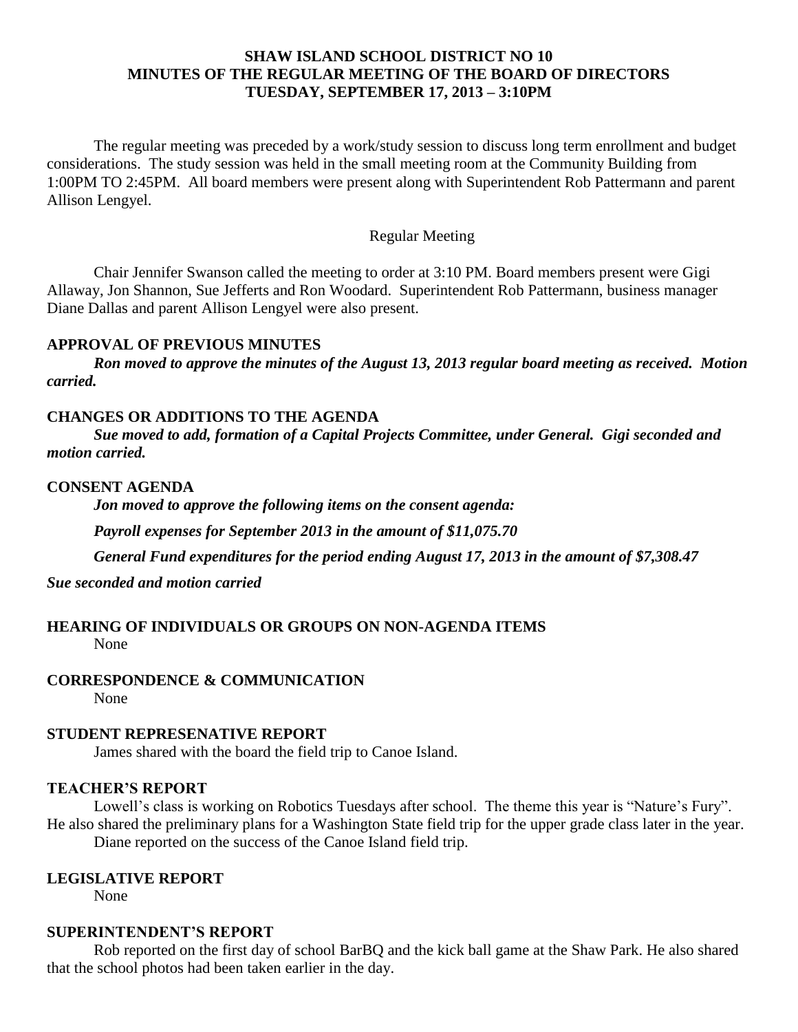**SHAW ISLAND SCHOOL DISTRICT NO 10**
**MINUTES OF THE REGULAR MEETING OF THE BOARD OF DIRECTORS**
**TUESDAY, SEPTEMBER 17, 2013 – 3:10PM**

The regular meeting was preceded by a work/study session to discuss long term enrollment and budget considerations. The study session was held in the small meeting room at the Community Building from 1:00PM TO 2:45PM. All board members were present along with Superintendent Rob Pattermann and parent Allison Lengyel.

Regular Meeting

Chair Jennifer Swanson called the meeting to order at 3:10 PM. Board members present were Gigi Allaway, Jon Shannon, Sue Jefferts and Ron Woodard. Superintendent Rob Pattermann, business manager Diane Dallas and parent Allison Lengyel were also present.

**APPROVAL OF PREVIOUS MINUTES**

***Ron moved to approve the minutes of the August 13, 2013 regular board meeting as received. Motion carried.***

**CHANGES OR ADDITIONS TO THE AGENDA**

***Sue moved to add, formation of a Capital Projects Committee, under General. Gigi seconded and motion carried.***

**CONSENT AGENDA**

***Jon moved to approve the following items on the consent agenda:***

***Payroll expenses for September 2013 in the amount of $11,075.70***

***General Fund expenditures for the period ending August 17, 2013 in the amount of $7,308.47***

***Sue seconded and motion carried***

**HEARING OF INDIVIDUALS OR GROUPS ON NON-AGENDA ITEMS**

None

**CORRESPONDENCE & COMMUNICATION**

None

**STUDENT REPRESENATIVE REPORT**

James shared with the board the field trip to Canoe Island.

**TEACHER'S REPORT**

Lowell's class is working on Robotics Tuesdays after school. The theme this year is "Nature's Fury". He also shared the preliminary plans for a Washington State field trip for the upper grade class later in the year.

Diane reported on the success of the Canoe Island field trip.

**LEGISLATIVE REPORT**

None

**SUPERINTENDENT'S REPORT**

Rob reported on the first day of school BarBQ and the kick ball game at the Shaw Park. He also shared that the school photos had been taken earlier in the day.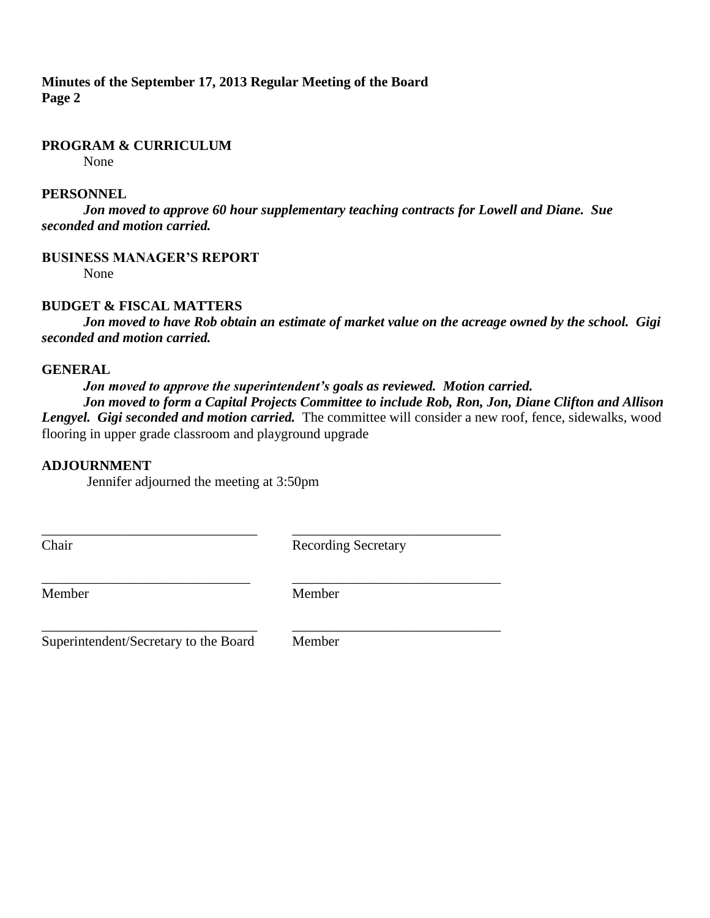**Minutes of the September 17, 2013 Regular Meeting of the Board**
**Page 2**

**PROGRAM & CURRICULUM**

None

**PERSONNEL**

***Jon moved to approve 60 hour supplementary teaching contracts for Lowell and Diane. Sue seconded and motion carried.***

**BUSINESS MANAGER'S REPORT**

None

**BUDGET & FISCAL MATTERS**

***Jon moved to have Rob obtain an estimate of market value on the acreage owned by the school. Gigi seconded and motion carried.***

**GENERAL**

***Jon moved to approve the superintendent's goals as reviewed. Motion carried.***

***Jon moved to form a Capital Projects Committee to include Rob, Ron, Jon, Diane Clifton and Allison Lengyel. Gigi seconded and motion carried.*** The committee will consider a new roof, fence, sidewalks, wood flooring in upper grade classroom and playground upgrade

**ADJOURNMENT**

Jennifer adjourned the meeting at 3:50pm

\_\_\_\_\_\_\_\_\_\_\_\_\_\_\_\_\_\_\_\_\_\_\_\_\_\_\_\_\_\_\_ \_\_\_\_\_\_\_\_\_\_\_\_\_\_\_\_\_\_\_\_\_\_\_\_\_\_\_\_\_\_\_
Chair Recording Secretary

\_\_\_\_\_\_\_\_\_\_\_\_\_\_\_\_\_\_\_\_\_\_\_\_\_\_\_\_\_\_\_ \_\_\_\_\_\_\_\_\_\_\_\_\_\_\_\_\_\_\_\_\_\_\_\_\_\_\_\_\_\_\_
Member Member

\_\_\_\_\_\_\_\_\_\_\_\_\_\_\_\_\_\_\_\_\_\_\_\_\_\_\_\_\_\_\_ \_\_\_\_\_\_\_\_\_\_\_\_\_\_\_\_\_\_\_\_\_\_\_\_\_\_\_\_\_\_\_
Superintendent/Secretary to the Board Member